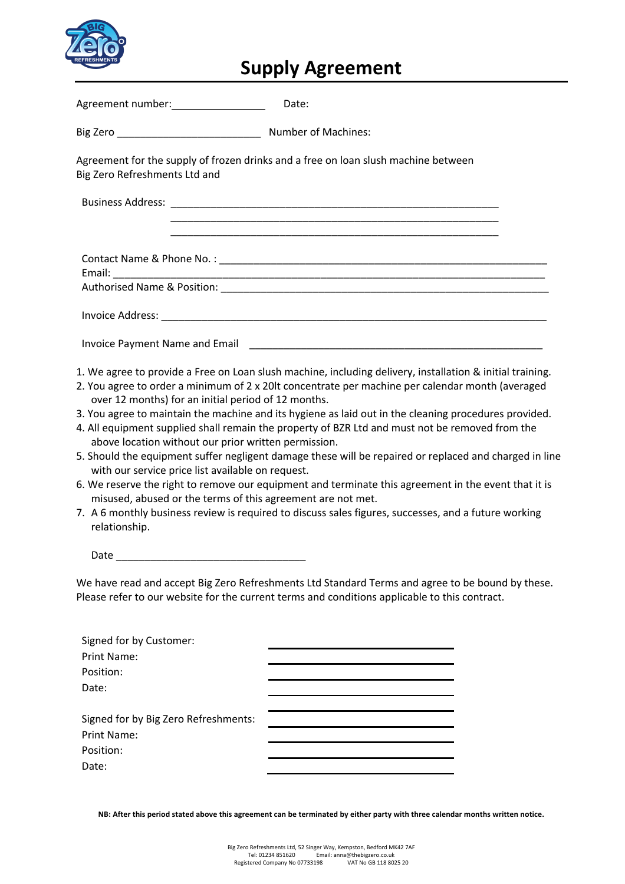# Supply Agreement

Agreement number:________________ Date:

Big Zero _________________________ Number of Machines:

Agreement for the supply of frozen drinks and a free on loan slush machine between Big Zero Refreshments Ltd and

Business Address: __________________________________________________________
__________________________________________________________
__________________________________________________________

Contact Name & Phone No. : ___________________________________________________________
Email: ___________________________________________________________________________
Authorised Name & Position: ___________________________________________________________

Invoice Address: ______________________________________________________________________

Invoice Payment Name and Email _____________________________________________________

1. We agree to provide a Free on Loan slush machine, including delivery, installation & initial training.
2. You agree to order a minimum of 2 x 20lt concentrate per machine per calendar month (averaged over 12 months) for an initial period of 12 months.
3. You agree to maintain the machine and its hygiene as laid out in the cleaning procedures provided.
4. All equipment supplied shall remain the property of BZR Ltd and must not be removed from the above location without our prior written permission.
5. Should the equipment suffer negligent damage these will be repaired or replaced and charged in line with our service price list available on request.
6. We reserve the right to remove our equipment and terminate this agreement in the event that it is misused, abused or the terms of this agreement are not met.
7. A 6 monthly business review is required to discuss sales figures, successes, and a future working relationship.

Date ________________________________

We have read and accept Big Zero Refreshments Ltd Standard Terms and agree to be bound by these. Please refer to our website for the current terms and conditions applicable to this contract.

Signed for by Customer: ____________________
Print Name: ____________________
Position: ____________________
Date: ____________________

Signed for by Big Zero Refreshments: ____________________
Print Name: ____________________
Position: ____________________
Date: ____________________

**NB: After this period stated above this agreement can be terminated by either party with three calendar months written notice.**

Big Zero Refreshments Ltd, 52 Singer Way, Kempston, Bedford MK42 7AF
Tel: 01234 851620 Email: anna@thebigzero.co.uk
Registered Company No 07733198 VAT No GB 118 8025 20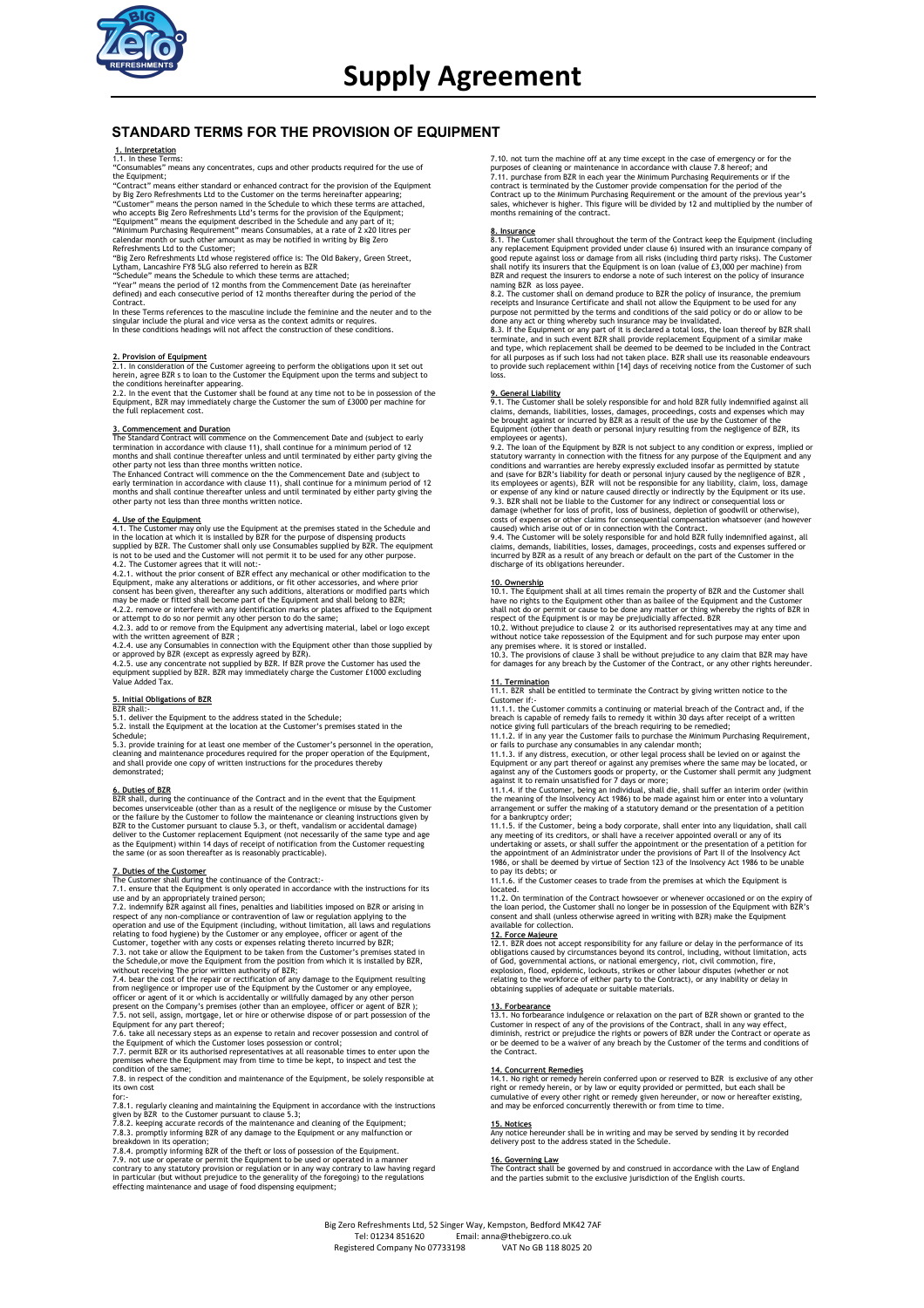# Supply Agreement

## STANDARD TERMS FOR THE PROVISION OF EQUIPMENT

**1. Interpretation**

1.1. In these Terms:

"Consumables" means any concentrates, cups and other products required for the use of the Equipment;

"Contract" means either standard or enhanced contract for the provision of the Equipment by Big Zero Refreshments Ltd to the Customer on the terms hereinafter appearing;

"Customer" means the person named in the Schedule to which these terms are attached, who accepts Big Zero Refreshments Ltd's terms for the provision of the Equipment;

"Equipment" means the equipment described in the Schedule and any part of it;

"Minimum Purchasing Requirement" means Consumables, at a rate of 2 x20 litres per calendar month or such other amount as may be notified in writing by Big Zero Refreshments Ltd to the Customer;

"Big Zero Refreshments Ltd whose registered office is: The Old Bakery, Green Street, Lytham, Lancashire FY8 5LG also referred to herein as BZR

"Schedule" means the Schedule to which these terms are attached;

"Year" means the period of 12 months from the Commencement Date (as hereinafter defined) and each consecutive period of 12 months thereafter during the period of the Contract.

In these Terms references to the masculine include the feminine and the neuter and to the singular include the plural and vice versa as the context admits or requires.

In these conditions headings will not affect the construction of these conditions.

**2. Provision of Equipment**

2.1. In consideration of the Customer agreeing to perform the obligations upon it set out herein, agree BZR s to loan to the Customer the Equipment upon the terms and subject to the conditions hereinafter appearing.

2.2. In the event that the Customer shall be found at any time not to be in possession of the Equipment, BZR may immediately charge the Customer the sum of £3000 per machine for the full replacement cost.

**3. Commencement and Duration**

The Standard Contract will commence on the Commencement Date and (subject to early termination in accordance with clause 11), shall continue for a minimum period of 12 months and shall continue thereafter unless and until terminated by either party giving the other party not less than three months written notice.

The Enhanced Contract will commence on the the Commencement Date and (subject to early termination in accordance with clause 11), shall continue for a minimum period of 12 months and shall continue thereafter unless and until terminated by either party giving the other party not less than three months written notice.

**4. Use of the Equipment**

4.1. The Customer may only use the Equipment at the premises stated in the Schedule and in the location at which it is installed by BZR for the purpose of dispensing products supplied by BZR. The Customer shall only use Consumables supplied by BZR. The equipment is not to be used and the Customer will not permit it to be used for any other purpose.

4.2. The Customer agrees that it will not:-

4.2.1. without the prior consent of BZR effect any mechanical or other modification to the Equipment, make any alterations or additions, or fit other accessories, and where prior consent has been given, thereafter any such additions, alterations or modified parts which may be made or fitted shall become part of the Equipment and shall belong to BZR;

4.2.2. remove or interfere with any identification marks or plates affixed to the Equipment or attempt to do so nor permit any other person to do the same;

4.2.3. add to or remove from the Equipment any advertising material, label or logo except with the written agreement of BZR ;

4.2.4. use any Consumables in connection with the Equipment other than those supplied by or approved by BZR (except as expressly agreed by BZR).

4.2.5. use any concentrate not supplied by BZR. If BZR prove the Customer has used the equipment supplied by BZR. BZR may immediately charge the Customer £1000 excluding Value Added Tax.

**5. Initial Obligations of BZR**

BZR shall:-

5.1. deliver the Equipment to the address stated in the Schedule;

5.2. install the Equipment at the location at the Customer's premises stated in the Schedule;

5.3. provide training for at least one member of the Customer's personnel in the operation, cleaning and maintenance procedures required for the proper operation of the Equipment, and shall provide one copy of written instructions for the procedures thereby demonstrated;

**6. Duties of BZR**

BZR shall, during the continuance of the Contract and in the event that the Equipment becomes unserviceable (other than as a result of the negligence or misuse by the Customer or the failure by the Customer to follow the maintenance or cleaning instructions given by BZR to the Customer pursuant to clause 5.3, or theft, vandalism or accidental damage) deliver to the Customer replacement Equipment (not necessarily of the same type and age as the Equipment) within 14 days of receipt of notification from the Customer requesting the same (or as soon thereafter as is reasonably practicable).

**7. Duties of the Customer**

The Customer shall during the continuance of the Contract:-

7.1. ensure that the Equipment is only operated in accordance with the instructions for its use and by an appropriately trained person;

7.2. indemnify BZR against all fines, penalties and liabilities imposed on BZR or arising in respect of any non-compliance or contravention of law or regulation applying to the operation and use of the Equipment (including, without limitation, all laws and regulations relating to food hygiene) by the Customer or any employee, officer or agent of the Customer, together with any costs or expenses relating thereto incurred by BZR;

7.3. not take or allow the Equipment to be taken from the Customer's premises stated in the Schedule,or move the Equipment from the position from which it is installed by BZR, without receiving The prior written authority of BZR;

7.4. bear the cost of the repair or rectification of any damage to the Equipment resulting from negligence or improper use of the Equipment by the Customer or any employee, officer or agent of it or which is accidentally or willfully damaged by any other person present on the Company's premises (other than an employee, officer or agent of BZR );

7.5. not sell, assign, mortgage, let or hire or otherwise dispose of or part possession of the Equipment for any part thereof;

7.6. take all necessary steps as an expense to retain and recover possession and control of the Equipment of which the Customer loses possession or control;

7.7. permit BZR or its authorised representatives at all reasonable times to enter upon the premises where the Equipment may from time to time be kept, to inspect and test the condition of the same;

7.8. in respect of the condition and maintenance of the Equipment, be solely responsible at its own cost for:-

7.8.1. regularly cleaning and maintaining the Equipment in accordance with the instructions given by BZR to the Customer pursuant to clause 5.3;

7.8.2. keeping accurate records of the maintenance and cleaning of the Equipment;

7.8.3. promptly informing BZR of any damage to the Equipment or any malfunction or breakdown in its operation;

7.8.4. promptly informing BZR of the theft or loss of possession of the Equipment.

7.9. not use or operate or permit the Equipment to be used or operated in a manner contrary to any statutory provision or regulation or in any way contrary to law having regard in particular (but without prejudice to the generality of the foregoing) to the regulations effecting maintenance and usage of food dispensing equipment;

7.10. not turn the machine off at any time except in the case of emergency or for the purposes of cleaning or maintenance in accordance with clause 7.8 hereof; and

7.11. purchase from BZR in each year the Minimum Purchasing Requirements or if the contract is terminated by the Customer provide compensation for the period of the Contract up to the Minimum Purchasing Requirement or the amount of the previous year's sales, whichever is higher. This figure will be divided by 12 and multiplied by the number of months remaining of the contract.

**8. Insurance**

8.1. The Customer shall throughout the term of the Contract keep the Equipment (including any replacement Equipment provided under clause 6) insured with an insurance company of good repute against loss or damage from all risks (including third party risks). The Customer shall notify its insurers that the Equipment is on loan (value of £3,000 per machine) from BZR and request the insurers to endorse a note of such interest on the policy of insurance naming BZR as loss payee.

8.2. The customer shall on demand produce to BZR the policy of insurance, the premium receipts and insurance Certificate and shall not allow the Equipment to be used for any purpose not permitted by the terms and conditions of the said policy or do or allow to be done any act or thing whereby such insurance may be invalidated.

8.3. If the Equipment or any part of it is declared a total loss, the loan thereof by BZR shall terminate, and in such event BZR shall provide replacement Equipment of a similar make and type, which replacement shall be deemed to be included in the Contract for all purposes as if such loss had not taken place. BZR shall use its reasonable endeavours to provide such replacement within [14] days of receiving notice from the Customer of such loss.

**9. General Liability**

9.1. The Customer shall be solely responsible for and hold BZR fully indemnified against all claims, demands, liabilities, losses, damages, proceedings, costs and expenses which may be brought against or incurred by BZR as a result of the use by the Customer of the Equipment (other than death or personal injury resulting from the negligence of BZR, its employees or agents).

9.2. The loan of the Equipment by BZR is not subject to any condition or express, implied or statutory warranty in connection with the fitness for any purpose of the Equipment and any conditions and warranties are hereby expressly excluded insofar as permitted by statute and (save for BZR's liability for death or personal injury caused by the negligence of BZR , its employees or agents), BZR will not be responsible for any liability, claim, loss, damage or expense of any kind or nature caused directly or indirectly by the Equipment or its use.

9.3. BZR shall not be liable to the Customer for any indirect or consequential loss or damage (whether for loss of profit, loss of business, depletion of goodwill or otherwise), costs of expenses or other claims for consequential compensation whatsoever (and however caused) which arise out of or in connection with the Contract.

9.4. The Customer will be solely responsible for and hold BZR fully indemnified against, all claims, demands, liabilities, losses, damages, proceedings, costs and expenses suffered or incurred by BZR as a result of any breach or default on the part of the Customer in the discharge of its obligations hereunder.

**10. Ownership**

10.1. The Equipment shall at all times remain the property of BZR and the Customer shall have no rights to the Equipment other than as bailee of the Equipment and the Customer shall not do or permit or cause to be done any matter or thing whereby the rights of BZR in respect of the Equipment is or may be prejudicially affected. BZR

10.2. Without prejudice to clause 2 or its authorised representatives may at any time and without notice take repossession of the Equipment and for such purpose may enter upon any premises where. it is stored or installed.

10.3. The provisions of clause 3 shall be without prejudice to any claim that BZR may have for damages for any breach by the Customer of the Contract, or any other rights hereunder.

**11. Termination**

11.1. BZR shall be entitled to terminate the Contract by giving written notice to the Customer if:-

11.1.1. the Customer commits a continuing or material breach of the Contract and, if the breach is capable of remedy fails to remedy it within 30 days after receipt of a written notice giving full particulars of the breach requiring to be remedied;

11.1.2. if in any year the Customer fails to purchase the Minimum Purchasing Requirement, or fails to purchase any consumables in any calendar month;

11.1.3. if any distress, execution, or other legal process shall be levied on or against the Equipment or any part thereof or against any premises where the same may be located, or against any of the Customers goods or property, or the Customer shall permit any judgment against it to remain unsatisfied for 7 days or more;

11.1.4. if the Customer, being an individual, shall die, shall suffer an interim order (within the meaning of the Insolvency Act 1986) to be made against him or enter into a voluntary arrangement or suffer the making of a statutory demand or the presentation of a petition for a bankruptcy order;

11.1.5. if the Customer, being a body corporate, shall enter into any liquidation, shall call any meeting of its creditors, or shall have a receiver appointed overall or any of its undertaking or assets, or shall suffer the appointment or the presentation of a petition for the appointment of an Administrator under the provisions of Part II of the Insolvency Act 1986, or shall be deemed by virtue of Section 123 of the Insolvency Act 1986 to be unable to pay its debts; or

11.1.6. if the Customer ceases to trade from the premises at which the Equipment is located.

11.2. On termination of the Contract howsoever or whenever occasioned or on the expiry of the loan period, the Customer shall no longer be in possession of the Equipment with BZR's consent and shall (unless otherwise agreed in writing with BZR) make the Equipment available for collection.

**12. Force Majeure**

12.1. BZR does not accept responsibility for any failure or delay in the performance of its obligations caused by circumstances beyond its control, including, without limitation, acts of God, governmental actions, or national emergency, riot, civil commotion, fire, explosion, flood, epidemic, lockouts, strikes or other labour disputes (whether or not relating to the workforce of either party to the Contract), or any inability or delay in obtaining supplies of adequate or suitable materials.

**13. Forbearance**

13.1. No forbearance indulgence or relaxation on the part of BZR shown or granted to the Customer in respect of any of the provisions of the Contract, shall in any way effect, diminish, restrict or prejudice the rights or powers of BZR under the Contract or operate as or be deemed to be a waiver of any breach by the Customer of the terms and conditions of the Contract.

**14. Concurrent Remedies**

14.1. No right or remedy herein conferred upon or reserved to BZR is exclusive of any other right or remedy herein, or by law or equity provided or permitted, but each shall be cumulative of every other right or remedy given hereunder, or now or hereafter existing, and may be enforced concurrently therewith or from time to time.

**15. Notices**

Any notice hereunder shall be in writing and may be served by sending it by recorded delivery post to the address stated in the Schedule.

**16. Governing Law**

The Contract shall be governed by and construed in accordance with the Law of England and the parties submit to the exclusive jurisdiction of the English courts.

Big Zero Refreshments Ltd, 52 Singer Way, Kempston, Bedford MK42 7AF
Tel: 01234 851620 Email: anna@thebigzero.co.uk
Registered Company No 07733198 VAT No GB 118 8025 20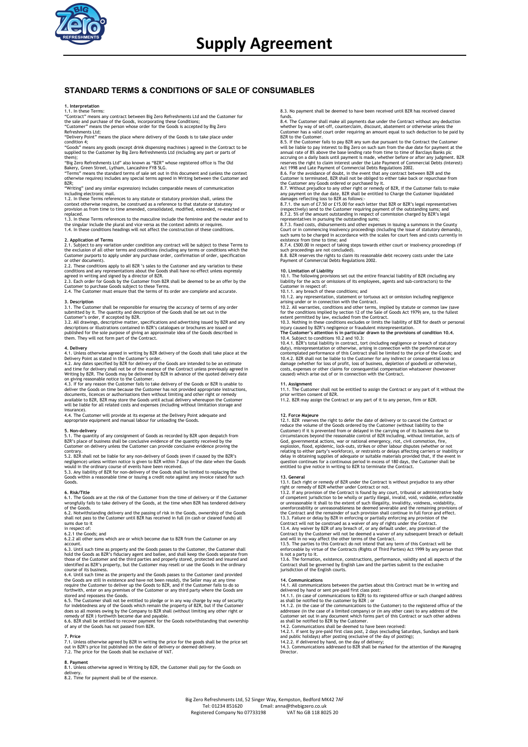# Supply Agreement

## STANDARD TERMS & CONDITIONS OF SALE OF CONSUMABLES

**1. Interpretation**

1.1. In these Terms:

"Contract" means any contract between Big Zero Refreshments Ltd and the Customer for the sale and purchase of the Goods, incorporating these Conditions;

"Customer" means the person whose order for the Goods is accepted by Big Zero Refreshments Ltd;

"Delivery Point" means the place where delivery of the Goods is to take place under condition 4;

"Goods" means any goods (except drink dispensing machines ) agreed in the Contract to be supplied to the Customer by Big Zero Refreshments Ltd (including any part or parts of them);

"Big Zero Refreshments Ltd" also known as "BZR" whose registered office is The Old Bakery, Green Street, Lytham, Lancashire FY8 5LG.

"Terms" means the standard terms of sale set out in this document and (unless the context otherwise requires) includes any special terms agreed in Writing between the Customer and BZR;

"Writing" (and any similar expression) includes comparable means of communication including electronic mail.

1.2. In these Terms references to any statute or statutory provision shall, unless the context otherwise requires, be construed as a reference to that statute or statutory provision as from time to time amended, consolidated, modified, extended, re-enacted or replaced.

1.3. In these Terms references to the masculine include the feminine and the neuter and to the singular include the plural and vice versa as the context admits or requires.

1.4. In these conditions headings will not affect the construction of these conditions.

**2. Application of Terms**

2.1. Subject to any variation under condition any contract will be subject to these Terms to the exclusion of all other terms and conditions (including any terms or conditions which the Customer purports to apply under any purchase order, confirmation of order, specification or other document).

2.2. These conditions apply to all BZR 's sales to the Customer and any variation to these conditions and any representations about the Goods shall have no effect unless expressly agreed in writing and signed by a director of BZR.

2.3. Each order for Goods by the Customer from BZR shall be deemed to be an offer by the Customer to purchase Goods subject to these Terms.

2.4. The Customer must ensure that the terms of its order are complete and accurate.

**3. Description**

3.1. The Customer shall be responsible for ensuring the accuracy of terms of any order submitted by it. The quantity and description of the Goods shall be set out in the Customer's order, if accepted by BZR.

3.2. All drawings, descriptive matter, specifications and advertising issued by BZR and any descriptions or illustrations contained in BZR's catalogues or brochures are issued or published for the sole purpose of giving an approximate idea of the Goods described in them. They will not form part of the Contract.

**4. Delivery**

4.1. Unless otherwise agreed in writing by BZR delivery of the Goods shall take place at the Delivery Point as stated in the Customer's order.

4.2. Any dates specified by BZR for delivery of the Goods are intended to be an estimate and time for delivery shall not be of the essence of the Contract unless previously agreed in Writing by BZR. The Goods may be delivered by BZR in advance of the quoted delivery date on giving reasonable notice to the Customer.

4.3. If for any reason the Customer fails to take delivery of the Goods or BZR is unable to deliver the Goods on time because the Customer has not provided appropriate instructions, documents, licences or authorisations then without limiting and other right or remedy available to BZR, BZR may store the Goods until actual delivery whereupon the Customer will be liable for all related costs and expenses (including without limitation storage and insurance).

4.4. The Customer will provide at its expense at the Delivery Point adequate and appropriate equipment and manual labour for unloading the Goods.

**5. Non-delivery**

5.1. The quantity of any consignment of Goods as recorded by BZR upon despatch from BZR's place of business shall be conclusive evidence of the quantity received by the Customer on delivery unless the Customer can provide conclusive evidence proving the contrary.

5.2. BZR shall not be liable for any non-delivery of Goods (even if caused by the BZR's negligence) unless written notice is given to BZR within 7 days of the date when the Goods would in the ordinary course of events have been received.

5.3. Any liability of BZR for non-delivery of the Goods shall be limited to replacing the Goods within a reasonable time or issuing a credit note against any invoice raised for such Goods.

**6. Risk/Title**

6.1. The Goods are at the risk of the Customer from the time of delivery or if the Customer wrongfully fails to take delivery of the Goods, at the time when BZR has tendered delivery of the Goods.

6.2. Notwithstanding delivery and the passing of risk in the Goods, ownership of the Goods shall not pass to the Customer until BZR has received in full (in cash or cleared funds) all sums due to it in respect of:

6.2.1 the Goods; and

6.2.2 all other sums which are or which become due to BZR from the Customer on any account.

6.3. Until such time as property and the Goods passes to the Customer, the Customer shall hold the Goods as BZR's fiduciary agent and bailee, and shall keep the Goods separate from those of the Customer and the third parties and properly stored, protected and insured and identified as BZR's property, but the Customer may resell or use the Goods in the ordinary course of its business.

6.4. Until such time as the property and the Goods passes to the Customer (and provided the Goods are still in existence and have not been resold), the Seller may at any time require the Customer to deliver up the Goods to BZR, and if the Customer fails to do so forthwith, enter on any premises of the Customer or any third party where the Goods are stored and repossess the Goods.

6.5. The Customer shall not be entitled to pledge or in any way charge by way of security for indebtedness any of the Goods which remain the property of BZR, but if the Customer does so all monies owing by the Company to BZR shall (without limiting any other right or remedy of BZR ) forthwith become due and payable.

6.6. BZR shall be entitled to recover payment for the Goods notwithstanding that ownership of any of the Goods has not passed from BZR.

**7. Price**

7.1. Unless otherwise agreed by BZR in writing the price for the goods shall be the price set out in BZR's price list published on the date of delivery or deemed delivery.

7.2. The price for the Goods shall be exclusive of VAT.

**8. Payment**

8.1. Unless otherwise agreed in Writing by BZR, the Customer shall pay for the Goods on delivery.

8.2. Time for payment shall be of the essence.

8.3. No payment shall be deemed to have been received until BZR has received cleared funds.

8.4. The Customer shall make all payments due under the Contract without any deduction whether by way of set-off, counterclaim, discount, abatement or otherwise unless the Customer has a valid court order requiring an amount equal to such deduction to be paid by BZR to the Customer.

8.5. If the Customer fails to pay BZR any sum due pursuant to the Contract the Customer will be liable to pay interest to Big Zero on such sum from the due date for payment at the annual rate of 8% above the base lending rate from time to time of Barclays Banks plc accruing on a daily basis until payment is made, whether before or after any judgment. BZR reserves the right to claim interest under the Late Payment of Commercial Debts (Interest) Act 1998 and Late Payment of Commercial Debts Regulations 2002.

8.6. For the avoidance of doubt, in the event that any contract between BZR and the Customer is terminated, BZR shall not be obliged to either take back or repurchase from the Customer any Goods ordered or purchased by it.

8.7. Without prejudice to any other right or remedy of BZR, if the Customer fails to make any payment on the due date, BZR shall be entitled to Charge the Customer liquidated damages reflecting loss to BZR as follows:-

8.7.1. the sum of £7.50 or £15.00 for each letter that BZR or BZR's legal representatives (respectively) send to the Customer requiring payment of the outstanding sums; and

8.7.2. 5% of the amount outstanding in respect of commission charged by BZR's legal representatives in pursuing the outstanding sums;

8.7.3. fixed costs, disbursements and other expenses in issuing a summons in the County Court or in commencing insolvency proceedings (including the issue of statutory demands), such sums to be charged in accordance with the scales for court fees and costs currently in existence from time to time; and

8.7.4. £500.00 in respect of taking steps towards either court or insolvency proceedings (if such proceedings are not concluded).

8.8. BZR reserves the rights to claim its reasonable debt recovery costs under the Late Payment of Commercial Debts Regulations 2002.

**10. Limitation of Liability**

10.1. The following provisions set out the entire financial liability of BZR (including any liability for the acts or omissions of its employees, agents and sub-contractors) to the Customer in respect of:

10.1.1. any breach of these conditions; and

10.1.2. any representation, statement or tortuous act or omission including negligence arising under or in connection with the Contract.

10.2. All warranties, conditions and other terms, implied by statute or common law (save for the conditions implied by section 12 of the Sale of Goods Act 1979) are, to the fullest extent permitted by law, excluded from the Contract.

10.3. Nothing in these conditions excludes or limits the liability of BZR for death or personal injury caused by BZR's negligence or fraudulent misrepresentation.

**The Customer's attention is in particular drawn to the provisions of condition 10.4.**

10.4. Subject to conditions 10.2 and 10.3:

10.4.1. BZR's total liability in contract, tort (including negligence or breach of statutory duty), misrepresentation or otherwise, arising in connection with the performance or contemplated performance of this Contract shall be limited to the price of the Goods; and

10.4.2. BZR shall not be liable to the Customer for any indirect or consequential loss or damage (whether for loss of profit, loss of business, depletion of goodwill or otherwise), costs, expenses or other claims for consequential compensation whatsoever (howsoever caused) which arise out of or in connection with the Contract.

**11. Assignment**

11.1. The Customer shall not be entitled to assign the Contract or any part of it without the prior written consent of BZR.

11.2. BZR may assign the Contract or any part of it to any person, firm or BZR.

**12. Force Majeure**

12.1. BZR reserves the right to defer the date of delivery or to cancel the Contract or reduce the volume of the Goods ordered by the Customer (without liability to the Customer) if it is prevented from or delayed in the carrying on of its business due to circumstances beyond the reasonable control of BZR including, without limitation, acts of God, governmental actions, war or national emergency, riot, civil commotion, fire, explosion, flood, epidemic, lock-outs, strikes or other labour disputes (whether or not relating to either party's workforce), or restraints or delays affecting carriers or inability or delay in obtaining supplies of adequate or suitable materials provided that, if the event in question continues for a continuous period in excess of 180 days, the Customer shall be entitled to give notice in writing to BZR to terminate the Contract.

**13. General**

13.1. Each right or remedy of BZR under the Contract is without prejudice to any other right or remedy of BZR whether under Contract or not.

13.2. If any provision of the Contract is found by any court, tribunal or administrative body of competent jurisdiction to be wholly or partly illegal, invalid, void, voidable, enforceable or unreasonable it shall to the extent of such illegality, invalidity, voidness, voidability, unenforceability or unreasonableness be deemed severable and the remaining provisions of the Contract and the remainder of such provision shall continue in full force and effect.

13.3. Failure or delay by BZR in enforcing or partially enforcing any provision of the Contract will not be construed as a waiver of any of rights under the Contract.

13.4. Any waiver by BZR of any breach of, or any default under, any provision of the Contract by the Customer will not be deemed a waiver of any subsequent breach or default and will in no way affect the other terms of the Contract.

13.5. The parties to this Contract do not intend that any term of this Contract will be enforceable by virtue of the Contracts (Rights of Third Parties) Act 1999 by any person that is not a party to it.

13.6. The formation, existence, constructions, performance, validity and all aspects of the Contract shall be governed by English Law and the parties submit to the exclusive jurisdiction of the English courts.

**14. Communications**

14.1. All communications between the parties about this Contract must be in writing and delivered by hand or sent pre-paid first class post:

14.1.1. (in case of communications to BZR) to its registered office or such changed address as shall be notified to the customer by BZR ; or

14.1.2. (in the case of the communications to the Customer) to the registered office of the addressee (in the case of a limited company) or (in any other case) to any address of the Customer set out in any document which forms part of this Contract or such other address as shall be notified to BZR by the Customer.

14.2. Communications shall be deemed to have been received:

14.2.1. if sent by pre-paid first class post, 2 days (excluding Saturdays, Sundays and bank and public holidays) after posting (exclusive of the day of posting);

14.2.2. if delivered by hand, on the day of delivery;

14.3. Communications addressed to BZR shall be marked for the attention of the Managing Director.

Big Zero Refreshments Ltd, 52 Singer Way, Kempston, Bedford MK42 7AF
Tel: 01234 851620 Email: anna@thebigzero.co.uk
Registered Company No 07733198 VAT No GB 118 8025 20